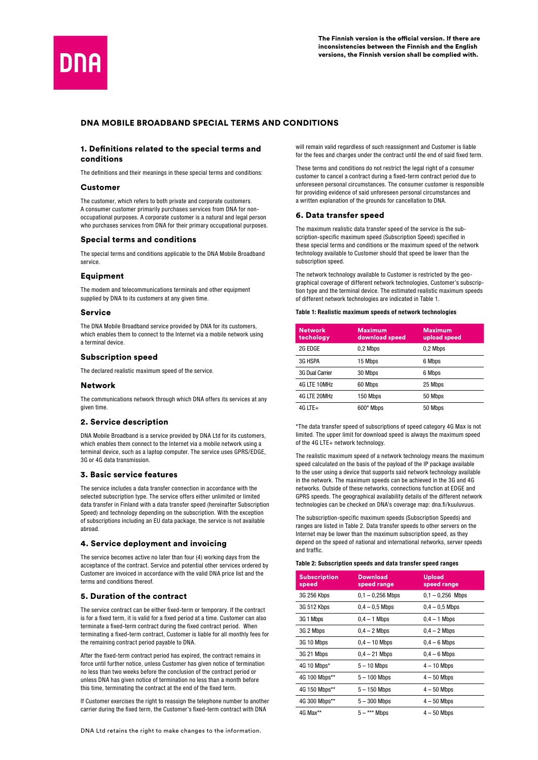The Finnish version is the official version. If there are inconsistencies between the Finnish and the English versions, the Finnish version shall be complied with.

# DNA MOBILE BROADBAND SPECIAL TERMS AND CONDITIONS

## 1. Definitions related to the special terms and conditions

The definitions and their meanings in these special terms and conditions:

### Customer

The customer, which refers to both private and corporate customers. A consumer customer primarily purchases services from DNA for non-occupational purposes. A corporate customer is a natural and legal person who purchases services from DNA for their primary occupational purposes.

### Special terms and conditions

The special terms and conditions applicable to the DNA Mobile Broadband service.

### Equipment

The modem and telecommunications terminals and other equipment supplied by DNA to its customers at any given time.

### Service

The DNA Mobile Broadband service provided by DNA for its customers, which enables them to connect to the Internet via a mobile network using a terminal device.

### Subscription speed

The declared realistic maximum speed of the service.

### Network

The communications network through which DNA offers its services at any given time.

## 2. Service description

DNA Mobile Broadband is a service provided by DNA Ltd for its customers, which enables them connect to the Internet via a mobile network using a terminal device, such as a laptop computer. The service uses GPRS/EDGE, 3G or 4G data transmission.

## 3. Basic service features

The service includes a data transfer connection in accordance with the selected subscription type. The service offers either unlimited or limited data transfer in Finland with a data transfer speed (hereinafter Subscription Speed) and technology depending on the subscription. With the exception of subscriptions including an EU data package, the service is not available abroad.

## 4. Service deployment and invoicing

The service becomes active no later than four (4) working days from the acceptance of the contract. Service and potential other services ordered by Customer are invoiced in accordance with the valid DNA price list and the terms and conditions thereof.

## 5. Duration of the contract

The service contract can be either fixed-term or temporary. If the contract is for a fixed term, it is valid for a fixed period at a time. Customer can also terminate a fixed-term contract during the fixed contract period. When terminating a fixed-term contract, Customer is liable for all monthly fees for the remaining contract period payable to DNA.

After the fixed-term contract period has expired, the contract remains in force until further notice, unless Customer has given notice of termination no less than two weeks before the conclusion of the contract period or unless DNA has given notice of termination no less than a month before this time, terminating the contract at the end of the fixed term.

If Customer exercises the right to reassign the telephone number to another carrier during the fixed term, the Customer's fixed-term contract with DNA will remain valid regardless of such reassignment and Customer is liable for the fees and charges under the contract until the end of said fixed term.

These terms and conditions do not restrict the legal right of a consumer customer to cancel a contract during a fixed-term contract period due to unforeseen personal circumstances. The consumer customer is responsible for providing evidence of said unforeseen personal circumstances and a written explanation of the grounds for cancellation to DNA.

## 6. Data transfer speed

The maximum realistic data transfer speed of the service is the subscription-specific maximum speed (Subscription Speed) specified in these special terms and conditions or the maximum speed of the network technology available to Customer should that speed be lower than the subscription speed.

The network technology available to Customer is restricted by the geographical coverage of different network technologies, Customer's subscription type and the terminal device. The estimated realistic maximum speeds of different network technologies are indicated in Table 1.

**Table 1: Realistic maximum speeds of network technologies**

| Network techology | Maximum download speed | Maximum upload speed |
|---|---|---|
| 2G EDGE | 0,2 Mbps | 0,2 Mbps |
| 3G HSPA | 15 Mbps | 6 Mbps |
| 3G Dual Carrier | 30 Mbps | 6 Mbps |
| 4G LTE 10MHz | 60 Mbps | 25 Mbps |
| 4G LTE 20MHz | 150 Mbps | 50 Mbps |
| 4G LTE+ | 600* Mbps | 50 Mbps |

*The data transfer speed of subscriptions of speed category 4G Max is not limited. The upper limit for download speed is always the maximum speed of the 4G LTE+ network technology.

The realistic maximum speed of a network technology means the maximum speed calculated on the basis of the payload of the IP package available to the user using a device that supports said network technology available in the network. The maximum speeds can be achieved in the 3G and 4G networks. Outside of these networks, connections function at EDGE and GPRS speeds. The geographical availability details of the different network technologies can be checked on DNA's coverage map: dna.fi/kuuluvuus.

The subscription-specific maximum speeds (Subscription Speeds) and ranges are listed in Table 2. Data transfer speeds to other servers on the Internet may be lower than the maximum subscription speed, as they depend on the speed of national and international networks, server speeds and traffic.

**Table 2: Subscription speeds and data transfer speed ranges**

| Subscription speed | Download speed range | Upload speed range |
|---|---|---|
| 3G 256 Kbps | 0,1 – 0,256 Mbps | 0,1 – 0,256 Mbps |
| 3G 512 Kbps | 0,4 – 0,5 Mbps | 0,4 – 0,5 Mbps |
| 3G 1 Mbps | 0,4 – 1 Mbps | 0,4 – 1 Mbps |
| 3G 2 Mbps | 0,4 – 2 Mbps | 0,4 – 2 Mbps |
| 3G 10 Mbps | 0,4 – 10 Mbps | 0,4 – 6 Mbps |
| 3G 21 Mbps | 0,4 – 21 Mbps | 0,4 – 6 Mbps |
| 4G 10 Mbps* | 5 – 10 Mbps | 4 – 10 Mbps |
| 4G 100 Mbps** | 5 – 100 Mbps | 4 – 50 Mbps |
| 4G 150 Mbps** | 5 – 150 Mbps | 4 – 50 Mbps |
| 4G 300 Mbps** | 5 – 300 Mbps | 4 – 50 Mbps |
| 4G Max** | 5 – *** Mbps | 4 – 50 Mbps |

DNA Ltd retains the right to make changes to the information.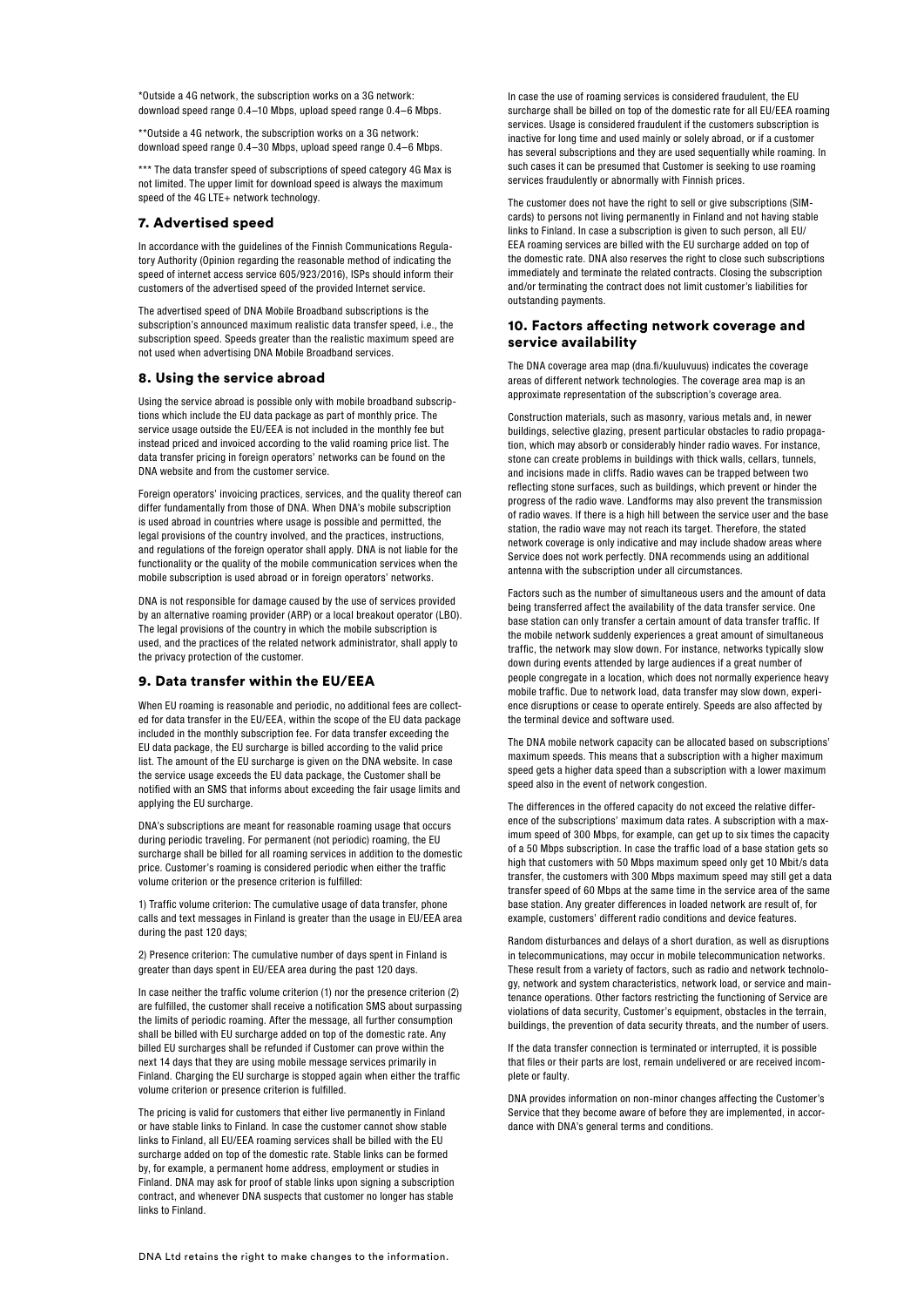*Outside a 4G network, the subscription works on a 3G network: download speed range 0.4–10 Mbps, upload speed range 0.4–6 Mbps.

**Outside a 4G network, the subscription works on a 3G network: download speed range 0.4–30 Mbps, upload speed range 0.4–6 Mbps.

*** The data transfer speed of subscriptions of speed category 4G Max is not limited. The upper limit for download speed is always the maximum speed of the 4G LTE+ network technology.

## 7. Advertised speed

In accordance with the guidelines of the Finnish Communications Regulatory Authority (Opinion regarding the reasonable method of indicating the speed of internet access service 605/923/2016), ISPs should inform their customers of the advertised speed of the provided Internet service.

The advertised speed of DNA Mobile Broadband subscriptions is the subscription's announced maximum realistic data transfer speed, i.e., the subscription speed. Speeds greater than the realistic maximum speed are not used when advertising DNA Mobile Broadband services.

## 8. Using the service abroad

Using the service abroad is possible only with mobile broadband subscriptions which include the EU data package as part of monthly price. The service usage outside the EU/EEA is not included in the monthly fee but instead priced and invoiced according to the valid roaming price list. The data transfer pricing in foreign operators' networks can be found on the DNA website and from the customer service.

Foreign operators' invoicing practices, services, and the quality thereof can differ fundamentally from those of DNA. When DNA's mobile subscription is used abroad in countries where usage is possible and permitted, the legal provisions of the country involved, and the practices, instructions, and regulations of the foreign operator shall apply. DNA is not liable for the functionality or the quality of the mobile communication services when the mobile subscription is used abroad or in foreign operators' networks.

DNA is not responsible for damage caused by the use of services provided by an alternative roaming provider (ARP) or a local breakout operator (LBO). The legal provisions of the country in which the mobile subscription is used, and the practices of the related network administrator, shall apply to the privacy protection of the customer.

## 9. Data transfer within the EU/EEA

When EU roaming is reasonable and periodic, no additional fees are collected for data transfer in the EU/EEA, within the scope of the EU data package included in the monthly subscription fee. For data transfer exceeding the EU data package, the EU surcharge is billed according to the valid price list. The amount of the EU surcharge is given on the DNA website. In case the service usage exceeds the EU data package, the Customer shall be notified with an SMS that informs about exceeding the fair usage limits and applying the EU surcharge.

DNA's subscriptions are meant for reasonable roaming usage that occurs during periodic traveling. For permanent (not periodic) roaming, the EU surcharge shall be billed for all roaming services in addition to the domestic price. Customer's roaming is considered periodic when either the traffic volume criterion or the presence criterion is fulfilled:

1) Traffic volume criterion: The cumulative usage of data transfer, phone calls and text messages in Finland is greater than the usage in EU/EEA area during the past 120 days;

2) Presence criterion: The cumulative number of days spent in Finland is greater than days spent in EU/EEA area during the past 120 days.

In case neither the traffic volume criterion (1) nor the presence criterion (2) are fulfilled, the customer shall receive a notification SMS about surpassing the limits of periodic roaming. After the message, all further consumption shall be billed with EU surcharge added on top of the domestic rate. Any billed EU surcharges shall be refunded if Customer can prove within the next 14 days that they are using mobile message services primarily in Finland. Charging the EU surcharge is stopped again when either the traffic volume criterion or presence criterion is fulfilled.

The pricing is valid for customers that either live permanently in Finland or have stable links to Finland. In case the customer cannot show stable links to Finland, all EU/EEA roaming services shall be billed with the EU surcharge added on top of the domestic rate. Stable links can be formed by, for example, a permanent home address, employment or studies in Finland. DNA may ask for proof of stable links upon signing a subscription contract, and whenever DNA suspects that customer no longer has stable links to Finland.

In case the use of roaming services is considered fraudulent, the EU surcharge shall be billed on top of the domestic rate for all EU/EEA roaming services. Usage is considered fraudulent if the customers subscription is inactive for long time and used mainly or solely abroad, or if a customer has several subscriptions and they are used sequentially while roaming. In such cases it can be presumed that Customer is seeking to use roaming services fraudulently or abnormally with Finnish prices.

The customer does not have the right to sell or give subscriptions (SIM-cards) to persons not living permanently in Finland and not having stable links to Finland. In case a subscription is given to such person, all EU/EEA roaming services are billed with the EU surcharge added on top of the domestic rate. DNA also reserves the right to close such subscriptions immediately and terminate the related contracts. Closing the subscription and/or terminating the contract does not limit customer's liabilities for outstanding payments.

## 10. Factors affecting network coverage and service availability

The DNA coverage area map (dna.fi/kuuluvuus) indicates the coverage areas of different network technologies. The coverage area map is an approximate representation of the subscription's coverage area.

Construction materials, such as masonry, various metals and, in newer buildings, selective glazing, present particular obstacles to radio propagation, which may absorb or considerably hinder radio waves. For instance, stone can create problems in buildings with thick walls, cellars, tunnels, and incisions made in cliffs. Radio waves can be trapped between two reflecting stone surfaces, such as buildings, which prevent or hinder the progress of the radio wave. Landforms may also prevent the transmission of radio waves. If there is a high hill between the service user and the base station, the radio wave may not reach its target. Therefore, the stated network coverage is only indicative and may include shadow areas where Service does not work perfectly. DNA recommends using an additional antenna with the subscription under all circumstances.

Factors such as the number of simultaneous users and the amount of data being transferred affect the availability of the data transfer service. One base station can only transfer a certain amount of data transfer traffic. If the mobile network suddenly experiences a great amount of simultaneous traffic, the network may slow down. For instance, networks typically slow down during events attended by large audiences if a great number of people congregate in a location, which does not normally experience heavy mobile traffic. Due to network load, data transfer may slow down, experience disruptions or cease to operate entirely. Speeds are also affected by the terminal device and software used.

The DNA mobile network capacity can be allocated based on subscriptions' maximum speeds. This means that a subscription with a higher maximum speed gets a higher data speed than a subscription with a lower maximum speed also in the event of network congestion.

The differences in the offered capacity do not exceed the relative difference of the subscriptions' maximum data rates. A subscription with a maximum speed of 300 Mbps, for example, can get up to six times the capacity of a 50 Mbps subscription. In case the traffic load of a base station gets so high that customers with 50 Mbps maximum speed only get 10 Mbit/s data transfer, the customers with 300 Mbps maximum speed may still get a data transfer speed of 60 Mbps at the same time in the service area of the same base station. Any greater differences in loaded network are result of, for example, customers' different radio conditions and device features.

Random disturbances and delays of a short duration, as well as disruptions in telecommunications, may occur in mobile telecommunication networks. These result from a variety of factors, such as radio and network technology, network and system characteristics, network load, or service and maintenance operations. Other factors restricting the functioning of Service are violations of data security, Customer's equipment, obstacles in the terrain, buildings, the prevention of data security threats, and the number of users.

If the data transfer connection is terminated or interrupted, it is possible that files or their parts are lost, remain undelivered or are received incomplete or faulty.

DNA provides information on non-minor changes affecting the Customer's Service that they become aware of before they are implemented, in accordance with DNA's general terms and conditions.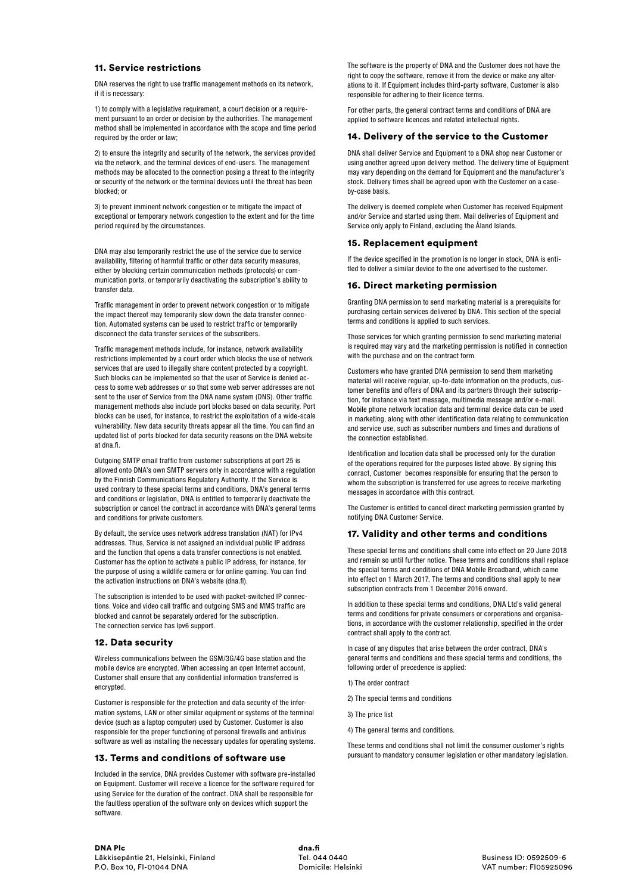## 11. Service restrictions

DNA reserves the right to use traffic management methods on its network, if it is necessary:

1) to comply with a legislative requirement, a court decision or a requirement pursuant to an order or decision by the authorities. The management method shall be implemented in accordance with the scope and time period required by the order or law;

2) to ensure the integrity and security of the network, the services provided via the network, and the terminal devices of end-users. The management methods may be allocated to the connection posing a threat to the integrity or security of the network or the terminal devices until the threat has been blocked; or

3) to prevent imminent network congestion or to mitigate the impact of exceptional or temporary network congestion to the extent and for the time period required by the circumstances.

DNA may also temporarily restrict the use of the service due to service availability, filtering of harmful traffic or other data security measures, either by blocking certain communication methods (protocols) or communication ports, or temporarily deactivating the subscription's ability to transfer data.

Traffic management in order to prevent network congestion or to mitigate the impact thereof may temporarily slow down the data transfer connection. Automated systems can be used to restrict traffic or temporarily disconnect the data transfer services of the subscribers.

Traffic management methods include, for instance, network availability restrictions implemented by a court order which blocks the use of network services that are used to illegally share content protected by a copyright. Such blocks can be implemented so that the user of Service is denied access to some web addresses or so that some web server addresses are not sent to the user of Service from the DNA name system (DNS). Other traffic management methods also include port blocks based on data security. Port blocks can be used, for instance, to restrict the exploitation of a wide-scale vulnerability. New data security threats appear all the time. You can find an updated list of ports blocked for data security reasons on the DNA website at dna.fi.

Outgoing SMTP email traffic from customer subscriptions at port 25 is allowed onto DNA's own SMTP servers only in accordance with a regulation by the Finnish Communications Regulatory Authority. If the Service is used contrary to these special terms and conditions, DNA's general terms and conditions or legislation, DNA is entitled to temporarily deactivate the subscription or cancel the contract in accordance with DNA's general terms and conditions for private customers.

By default, the service uses network address translation (NAT) for IPv4 addresses. Thus, Service is not assigned an individual public IP address and the function that opens a data transfer connections is not enabled. Customer has the option to activate a public IP address, for instance, for the purpose of using a wildlife camera or for online gaming. You can find the activation instructions on DNA's website (dna.fi).

The subscription is intended to be used with packet-switched IP connections. Voice and video call traffic and outgoing SMS and MMS traffic are blocked and cannot be separately ordered for the subscription.
The connection service has Ipv6 support.

## 12. Data security

Wireless communications between the GSM/3G/4G base station and the mobile device are encrypted. When accessing an open Internet account, Customer shall ensure that any confidential information transferred is encrypted.

Customer is responsible for the protection and data security of the information systems, LAN or other similar equipment or systems of the terminal device (such as a laptop computer) used by Customer. Customer is also responsible for the proper functioning of personal firewalls and antivirus software as well as installing the necessary updates for operating systems.

## 13. Terms and conditions of software use

Included in the service, DNA provides Customer with software pre-installed on Equipment. Customer will receive a licence for the software required for using Service for the duration of the contract. DNA shall be responsible for the faultless operation of the software only on devices which support the software.

The software is the property of DNA and the Customer does not have the right to copy the software, remove it from the device or make any alterations to it. If Equipment includes third-party software, Customer is also responsible for adhering to their licence terms.

For other parts, the general contract terms and conditions of DNA are applied to software licences and related intellectual rights.

## 14. Delivery of the service to the Customer

DNA shall deliver Service and Equipment to a DNA shop near Customer or using another agreed upon delivery method. The delivery time of Equipment may vary depending on the demand for Equipment and the manufacturer's stock. Delivery times shall be agreed upon with the Customer on a case-by-case basis.

The delivery is deemed complete when Customer has received Equipment and/or Service and started using them. Mail deliveries of Equipment and Service only apply to Finland, excluding the Åland Islands.

## 15. Replacement equipment

If the device specified in the promotion is no longer in stock, DNA is entitled to deliver a similar device to the one advertised to the customer.

## 16. Direct marketing permission

Granting DNA permission to send marketing material is a prerequisite for purchasing certain services delivered by DNA. This section of the special terms and conditions is applied to such services.

Those services for which granting permission to send marketing material is required may vary and the marketing permission is notified in connection with the purchase and on the contract form.

Customers who have granted DNA permission to send them marketing material will receive regular, up-to-date information on the products, customer benefits and offers of DNA and its partners through their subscription, for instance via text message, multimedia message and/or e-mail. Mobile phone network location data and terminal device data can be used in marketing, along with other identification data relating to communication and service use, such as subscriber numbers and times and durations of the connection established.

Identification and location data shall be processed only for the duration of the operations required for the purposes listed above. By signing this conract, Customer becomes responsible for ensuring that the person to whom the subscription is transferred for use agrees to receive marketing messages in accordance with this contract.

The Customer is entitled to cancel direct marketing permission granted by notifying DNA Customer Service.

## 17. Validity and other terms and conditions

These special terms and conditions shall come into effect on 20 June 2018 and remain so until further notice. These terms and conditions shall replace the special terms and conditions of DNA Mobile Broadband, which came into effect on 1 March 2017. The terms and conditions shall apply to new subscription contracts from 1 December 2016 onward.

In addition to these special terms and conditions, DNA Ltd's valid general terms and conditions for private consumers or corporations and organisations, in accordance with the customer relationship, specified in the order contract shall apply to the contract.

In case of any disputes that arise between the order contract, DNA's general terms and conditions and these special terms and conditions, the following order of precedence is applied:

1) The order contract

2) The special terms and conditions

3) The price list

4) The general terms and conditions.

These terms and conditions shall not limit the consumer customer's rights pursuant to mandatory consumer legislation or other mandatory legislation.